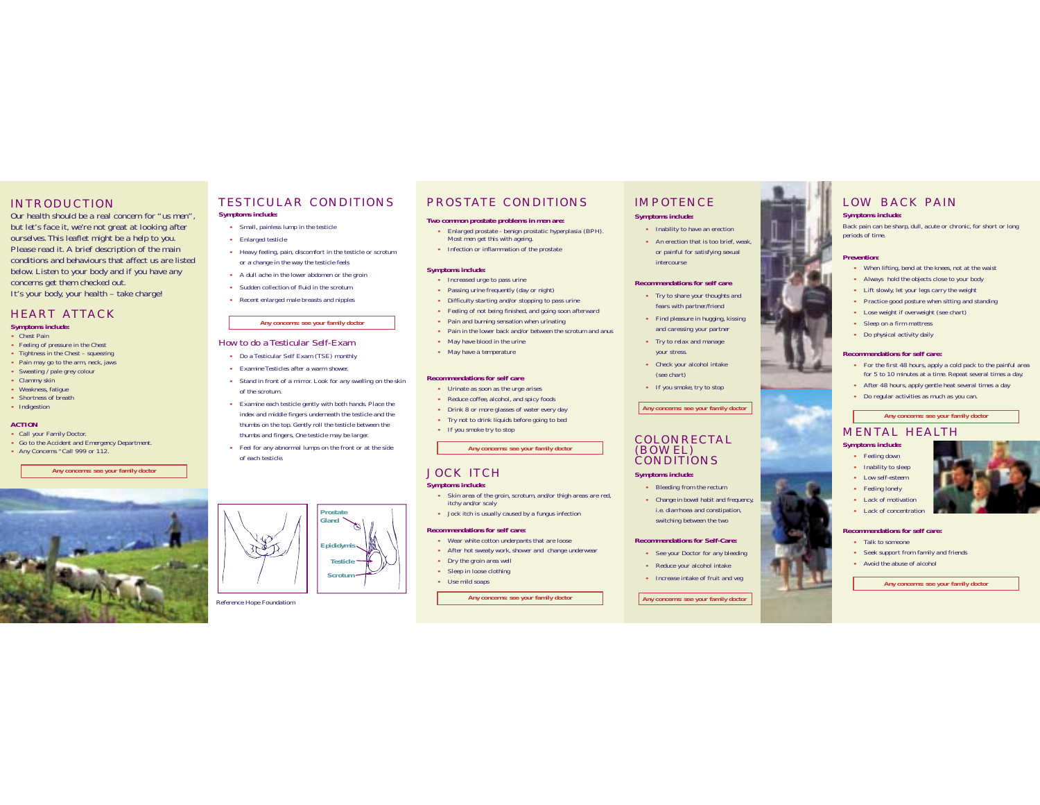## INTRODUCTION

Our health should be a real concern for "us men", but let's face it, we're not great at looking after ourselves. This leaflet might be a help to you. Please read it. A brief description of the main conditions and behaviours that affect us are listed below. Listen to your body and if you have any concerns get them checked out.
It's your body, your health – take charge!

## HEART ATTACK

**Symptoms include:**

- Chest Pain
- Feeling of pressure in the Chest
- Tightness in the Chest – squeezing
- Pain may go to the arm, neck, jaws
- Sweating / pale grey colour
- Clammy skin
- Weakness, fatigue
- Shortness of breath
- Indigestion

**ACTION**

- Call your Family Doctor.
- Go to the Accident and Emergency Department.
- Any Concerns "Call 999 or 112.

**Any concerns: see your family doctor**

## TESTICULAR CONDITIONS

**Symptoms include:**

- Small, painless lump in the testicle
- Enlarged testicle
- Heavy feeling, pain, discomfort in the testicle or scrotum or a change in the way the testicle feels
- A dull ache in the lower abdomen or the groin
- Sudden collection of fluid in the scrotum
- Recent enlarged male breasts and nipples

**Any concerns: see your family doctor**

### How to do a Testicular Self-Exam

- Do a Testicular Self Exam (TSE) monthly
- Examine Testicles after a warm shower.
- Stand in front of a mirror. Look for any swelling on the skin of the scrotum.
- Examine each testicle gently with both hands. Place the index and middle fingers underneath the testicle and the thumbs on the top. Gently roll the testicle between the thumbs and fingers. One testicle may be larger.
- Feel for any abnormal lumps on the front or at the side of each testicle.

Prostate Gland, Epididymis, Testicle, Scrotum

Reference Hope Foundatiom

## PROSTATE CONDITIONS

**Two common prostate problems in men are:**

- Enlarged prostate - benign prostatic hyperplasia (BPH). Most men get this with ageing.
- Infection or inflammation of the prostate

**Symptoms include:**

- Increased urge to pass urine
- Passing urine frequently (day or night)
- Difficulty starting and/or stopping to pass urine
- Feeling of not being finished, and going soon afterward
- Pain and burning sensation when urinating
- Pain in the lower back and/or between the scrotum and anus
- May have blood in the urine
- May have a temperature

**Recommendations for self care**

- Urinate as soon as the urge arises
- Reduce coffee, alcohol, and spicy foods
- Drink 8 or more glasses of water every day
- Try not to drink liquids before going to bed
- If you smoke try to stop

**Any concerns: see your family doctor**

## JOCK ITCH

**Symptoms include:**

- Skin area of the groin, scrotum, and/or thigh areas are red, itchy and/or scaly
- Jock itch is usually caused by a fungus infection

**Recommendations for self care:**

- Wear white cotton underpants that are loose
- After hot sweaty work, shower and change underwear
- Dry the groin area well
- Sleep in loose clothing
- Use mild soaps

**Any concerns: see your family doctor**

## IMPOTENCE

**Symptoms include:**

- Inability to have an erection
- An erection that is too brief, weak, or painful for satisfying sexual intercourse

**Recommendations for self care**

- Try to share your thoughts and fears with partner/friend
- Find pleasure in hugging, kissing and caressing your partner
- Try to relax and manage your stress.
- Check your alcohol intake (see chart)
- If you smoke, try to stop

**Any concerns: see your family doctor**

## COLONRECTAL (BOWEL) CONDITIONS

**Symptoms include:**

- Bleeding from the rectum
- Change in bowel habit and frequency, i.e. diarrhoea and constipation, switching between the two

**Recommendations for Self-Care:**

- See your Doctor for any bleeding
- Reduce your alcohol intake
- Increase intake of fruit and veg

**Any concerns: see your family doctor**

## LOW BACK PAIN

**Symptoms include:**

Back pain can be sharp, dull, acute or chronic, for short or long periods of time.

**Prevention:**

- When lifting, bend at the knees, not at the waist
- Always hold the objects close to your body
- Lift slowly, let your legs carry the weight
- Practice good posture when sitting and standing
- Lose weight if overweight (see chart)
- Sleep on a firm mattress
- Do physical activity daily

**Recommendations for self care:**

- For the first 48 hours, apply a cold pack to the painful area for 5 to 10 minutes at a time. Repeat several times a day.
- After 48 hours, apply gentle heat several times a day
- Do regular activities as much as you can.

**Any concerns: see your family doctor**

## MENTAL HEALTH

**Symptoms include:**

- Feeling down
- Inability to sleep
- Low self-esteem
- Feeling lonely
- Lack of motivation
- Lack of concentration

**Recommendations for self care:**

- Talk to someone
- Seek support from family and friends
- Avoid the abuse of alcohol

**Any concerns: see your family doctor**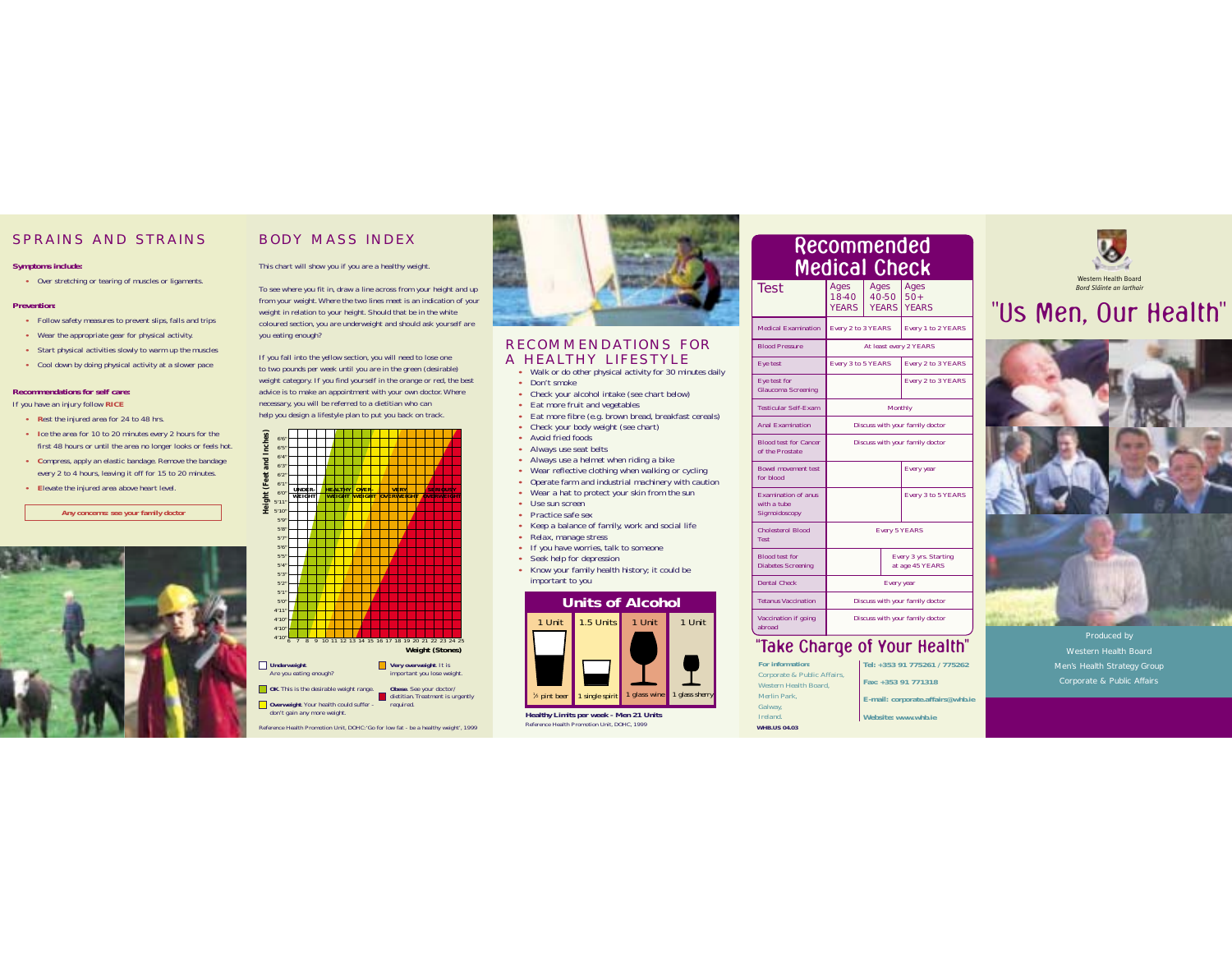## SPRAINS AND STRAINS

**Symptoms include:**

- Over stretching or tearing of muscles or ligaments.

**Prevention:**

- Follow safety measures to prevent slips, falls and trips
- Wear the appropriate gear for physical activity.
- Start physical activities slowly to warm up the muscles
- Cool down by doing physical activity at a slower pace

**Recommendations for self care:**

If you have an injury follow **RICE**

- **R**est the injured area for 24 to 48 hrs.
- **I**ce the area for 10 to 20 minutes every 2 hours for the first 48 hours or until the area no longer looks or feels hot.
- **C**ompress, apply an elastic bandage. Remove the bandage every 2 to 4 hours, leaving it off for 15 to 20 minutes.
- **E**levate the injured area above heart level.

**Any concerns: see your family doctor**

## BODY MASS INDEX

This chart will show you if you are a healthy weight.

To see where you fit in, draw a line across from your height and up from your weight. Where the two lines meet is an indication of your weight in relation to your height. Should that be in the white coloured section, you are underweight and should ask yourself are you eating enough?

If you fall into the yellow section, you will need to lose one to two pounds per week until you are in the green (desirable) weight category. If you find yourself in the orange or red, the best advice is to make an appointment with your own doctor. Where necessary, you will be referred to a dietitian who can help you design a lifestyle plan to put you back on track.

Height (Feet and Inches)

6'6" 6'5" 6'4" 6'3" 6'2" 6'1" 6'0" 5'11" 5'10" 5'9" 5'8" 5'7" 5'6" 5'5" 5'4" 5'3" 5'2" 5'1" 5'0" 4'11" 4'10" 4'10" 4'10"

UNDER-WEIGHT | HEALTHY WEIGHT | OVER-WEIGHT | VERY OVERWEIGHT | SERIOUSLY OVERWEIGHT

6 7 8 9 10 11 12 13 14 15 16 17 18 19 20 21 22 23 24 25

Weight (Stones)

- **Underweight.** Are you eating enough?
- **OK** This is the desirable weight range.
- **Overweight.** Your health could suffer - don't gain any more weight.
- **Very overweight.** It is important you lose weight.
- **Obese.** See your doctor/ dietitian. Treatment is urgently required.

Reference Health Promotion Unit, DOHC: 'Go for low fat - be a healthy weight', 1999

## RECOMMENDATIONS FOR A HEALTHY LIFESTYLE

- Walk or do other physical activity for 30 minutes daily
- Don't smoke
- Check your alcohol intake (see chart below)
- Eat more fruit and vegetables
- Eat more fibre (e.g. brown bread, breakfast cereals)
- Check your body weight (see chart)
- Avoid fried foods
- Always use seat belts
- Always use a helmet when riding a bike
- Wear reflective clothing when walking or cycling
- Operate farm and industrial machinery with caution
- Wear a hat to protect your skin from the sun
- Use sun screen
- Practice safe sex
- Keep a balance of family, work and social life
- Relax, manage stress
- If you have worries, talk to someone
- Seek help for depression
- Know your family health history; it could be important to you

### Units of Alcohol

| 1 Unit | 1.5 Units | 1 Unit | 1 Unit |
|---|---|---|---|
| ½ pint beer | 1 single spirit | 1 glass wine | 1 glass sherry |

**Healthy Limits per week - Men 21 Units**

Reference Health Promotion Unit, DOHC, 1999

## Recommended Medical Check

| Test | Ages 18-40 YEARS | Ages 40-50 YEARS | Ages 50+ YEARS |
|---|---|---|---|
| Medical Examination | Every 2 to 3 YEARS | | Every 1 to 2 YEARS |
| Blood Pressure | At least every 2 YEARS | | |
| Eye test | Every 3 to 5 YEARS | | Every 2 to 3 YEARS |
| Eye test for Glaucoma Screening | | | Every 2 to 3 YEARS |
| Testicular Self-Exam | Monthly | | |
| Anal Examination | Discuss with your family doctor | | |
| Blood test for Cancer of the Prostate | Discuss with your family doctor | | |
| Bowel movement test for blood | | | Every year |
| Examination of anus with a tube Sigmoidoscopy | | | Every 3 to 5 YEARS |
| Cholesterol Blood Test | Every 5 YEARS | | |
| Blood test for Diabetes Screening | | Every 3 yrs. Starting at age 45 YEARS | |
| Dental Check | Every year | | |
| Tetanus Vaccination | Discuss with your family doctor | | |
| Vaccination if going abroad | Discuss with your family doctor | | |

## "Take Charge of Your Health"

**For information:**
Corporate & Public Affairs,
Western Health Board,
Merlin Park,
Galway,
Ireland.

**Tel: +353 91 775261 / 775262**

**Fax: +353 91 771318**

**E-mail: corporate.affairs@whb.ie**

**Website: www.whb.ie**

**WHB.US 04.03**

Western Health Board
*Bord Sláinte an Iarthair*

# "Us Men, Our Health"

Produced by
Western Health Board
Men's Health Strategy Group
Corporate & Public Affairs